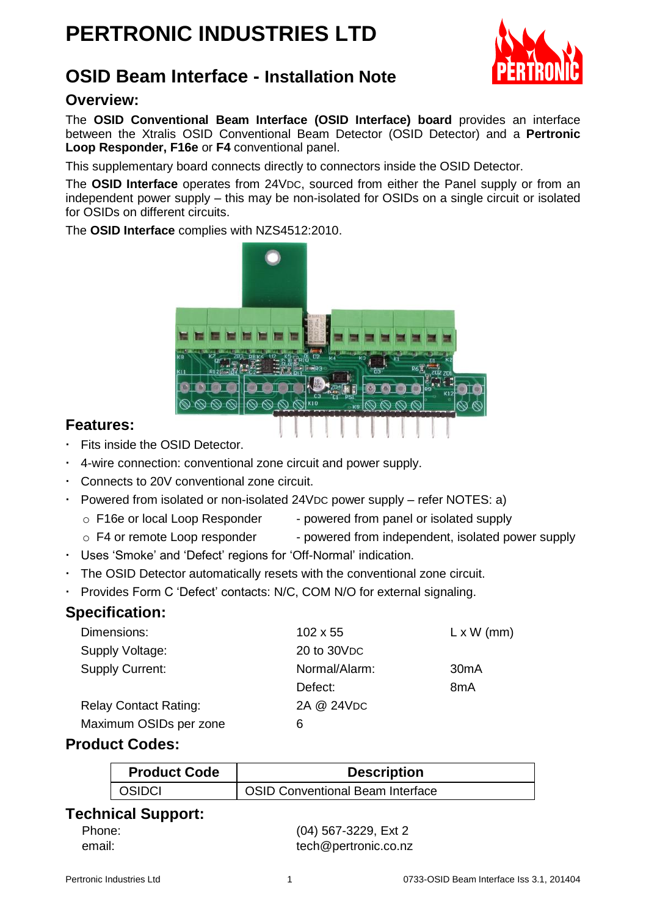# PERTRONIC INDUSTRIES LTD

## OSID Beam Interface - Installation Note

### Overview:

The **OSID Conventional Beam Interface (OSID Interface) board** provides an interface between the Xtralis OSID Conventional Beam Detector (OSID Detector) and a **Pertronic Loop Responder, F16e** or **F4** conventional panel.

This supplementary board connects directly to connectors inside the OSID Detector.

The **OSID Interface** operates from 24VDC, sourced from either the Panel supply or from an independent power supply – this may be non-isolated for OSIDs on a single circuit or isolated for OSIDs on different circuits.

The **OSID Interface** complies with NZS4512:2010.

### Features:

- Fits inside the OSID Detector.
- 4-wire connection: conventional zone circuit and power supply.
- Connects to 20V conventional zone circuit.
- Powered from isolated or non-isolated 24VDC power supply – refer NOTES: a)
  - F16e or local Loop Responder - powered from panel or isolated supply
  - F4 or remote Loop responder - powered from independent, isolated power supply
- Uses 'Smoke' and 'Defect' regions for 'Off-Normal' indication.
- The OSID Detector automatically resets with the conventional zone circuit.
- Provides Form C 'Defect' contacts: N/C, COM N/O for external signaling.

### Specification:

| | | |
|---|---|---|
| Dimensions: | 102 x 55 | L x W (mm) |
| Supply Voltage: | 20 to 30VDC | |
| Supply Current: | Normal/Alarm: | 30mA |
| | Defect: | 8mA |
| Relay Contact Rating: | 2A @ 24VDC | |
| Maximum OSIDs per zone | 6 | |

### Product Codes:

| Product Code | Description |
|---|---|
| OSIDCI | OSID Conventional Beam Interface |

### Technical Support:

Phone: (04) 567-3229, Ext 2
email: tech@pertronic.co.nz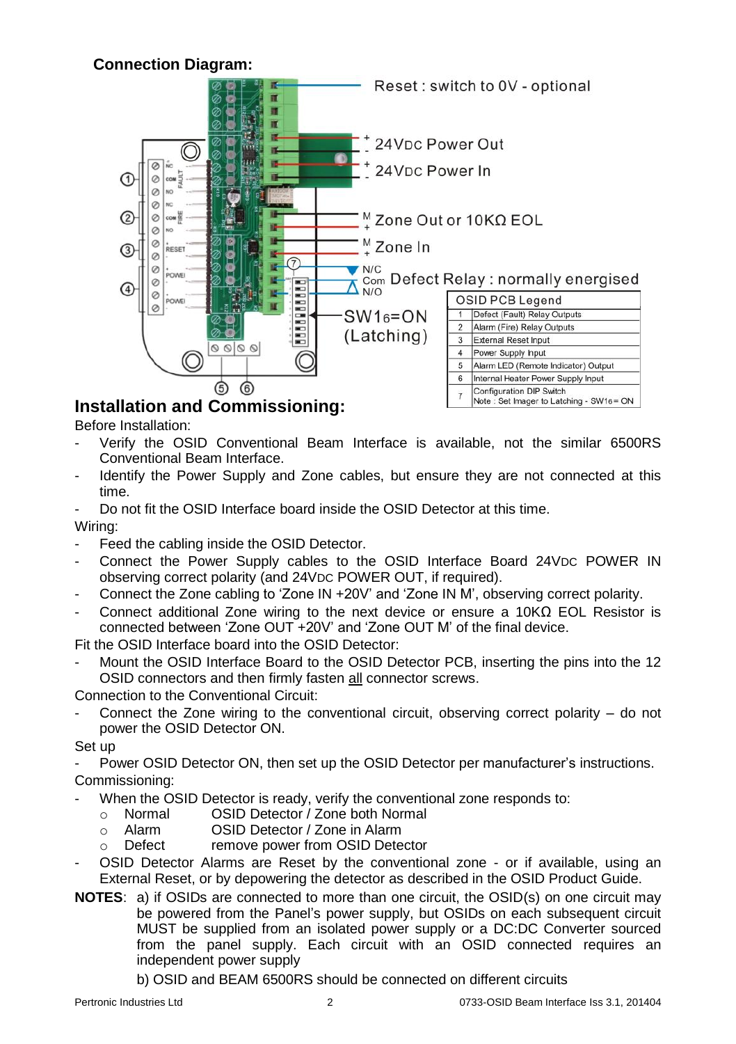**Connection Diagram:**

Reset : switch to 0V - optional

\+ 24VDC Power Out
\-

\+ 24VDC Power In
\-

M Zone Out or 10KΩ EOL
\+

M Zone In
\+

N/C
Com Defect Relay : normally energised
N/O

SW16=ON
(Latching)

| OSID PCB Legend | |
|---|---|
| 1 | Defect (Fault) Relay Outputs |
| 2 | Alarm (Fire) Relay Outputs |
| 3 | External Reset Input |
| 4 | Power Supply Input |
| 5 | Alarm LED (Remote Indicator) Output |
| 6 | Internal Heater Power Supply Input |
| 7 | Configuration DIP Switch<br>Note : Set Imager to Latching - SW16 = ON |

## Installation and Commissioning:

Before Installation:

- Verify the OSID Conventional Beam Interface is available, not the similar 6500RS Conventional Beam Interface.
- Identify the Power Supply and Zone cables, but ensure they are not connected at this time.
- Do not fit the OSID Interface board inside the OSID Detector at this time.

Wiring:

- Feed the cabling inside the OSID Detector.
- Connect the Power Supply cables to the OSID Interface Board 24VDC POWER IN observing correct polarity (and 24VDC POWER OUT, if required).
- Connect the Zone cabling to 'Zone IN +20V' and 'Zone IN M', observing correct polarity.
- Connect additional Zone wiring to the next device or ensure a 10KΩ EOL Resistor is connected between 'Zone OUT +20V' and 'Zone OUT M' of the final device.

Fit the OSID Interface board into the OSID Detector:

- Mount the OSID Interface Board to the OSID Detector PCB, inserting the pins into the 12 OSID connectors and then firmly fasten <u>all</u> connector screws.

Connection to the Conventional Circuit:

- Connect the Zone wiring to the conventional circuit, observing correct polarity – do not power the OSID Detector ON.

Set up

- Power OSID Detector ON, then set up the OSID Detector per manufacturer's instructions.

Commissioning:

- When the OSID Detector is ready, verify the conventional zone responds to:
  - Normal OSID Detector / Zone both Normal
  - Alarm OSID Detector / Zone in Alarm
  - Defect remove power from OSID Detector
- OSID Detector Alarms are Reset by the conventional zone - or if available, using an External Reset, or by depowering the detector as described in the OSID Product Guide.

**NOTES**: a) if OSIDs are connected to more than one circuit, the OSID(s) on one circuit may be powered from the Panel's power supply, but OSIDs on each subsequent circuit MUST be supplied from an isolated power supply or a DC:DC Converter sourced from the panel supply. Each circuit with an OSID connected requires an independent power supply

b) OSID and BEAM 6500RS should be connected on different circuits